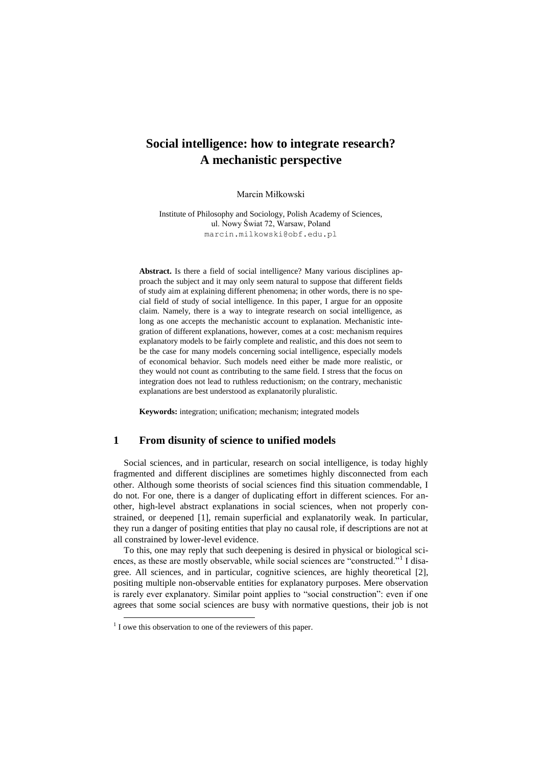# Social intelligence: how to integrate research? A mechanistic perspective

Marcin Miłkowski

Institute of Philosophy and Sociology, Polish Academy of Sciences,
ul. Nowy Świat 72, Warsaw, Poland
marcin.milkowski@obf.edu.pl

**Abstract.** Is there a field of social intelligence? Many various disciplines approach the subject and it may only seem natural to suppose that different fields of study aim at explaining different phenomena; in other words, there is no special field of study of social intelligence. In this paper, I argue for an opposite claim. Namely, there is a way to integrate research on social intelligence, as long as one accepts the mechanistic account to explanation. Mechanistic integration of different explanations, however, comes at a cost: mechanism requires explanatory models to be fairly complete and realistic, and this does not seem to be the case for many models concerning social intelligence, especially models of economical behavior. Such models need either be made more realistic, or they would not count as contributing to the same field. I stress that the focus on integration does not lead to ruthless reductionism; on the contrary, mechanistic explanations are best understood as explanatorily pluralistic.

**Keywords:** integration; unification; mechanism; integrated models

## 1 From disunity of science to unified models

Social sciences, and in particular, research on social intelligence, is today highly fragmented and different disciplines are sometimes highly disconnected from each other. Although some theorists of social sciences find this situation commendable, I do not. For one, there is a danger of duplicating effort in different sciences. For another, high-level abstract explanations in social sciences, when not properly constrained, or deepened [1], remain superficial and explanatorily weak. In particular, they run a danger of positing entities that play no causal role, if descriptions are not at all constrained by lower-level evidence.

To this, one may reply that such deepening is desired in physical or biological sciences, as these are mostly observable, while social sciences are "constructed."[1] I disagree. All sciences, and in particular, cognitive sciences, are highly theoretical [2], positing multiple non-observable entities for explanatory purposes. Mere observation is rarely ever explanatory. Similar point applies to "social construction": even if one agrees that some social sciences are busy with normative questions, their job is not

[1] I owe this observation to one of the reviewers of this paper.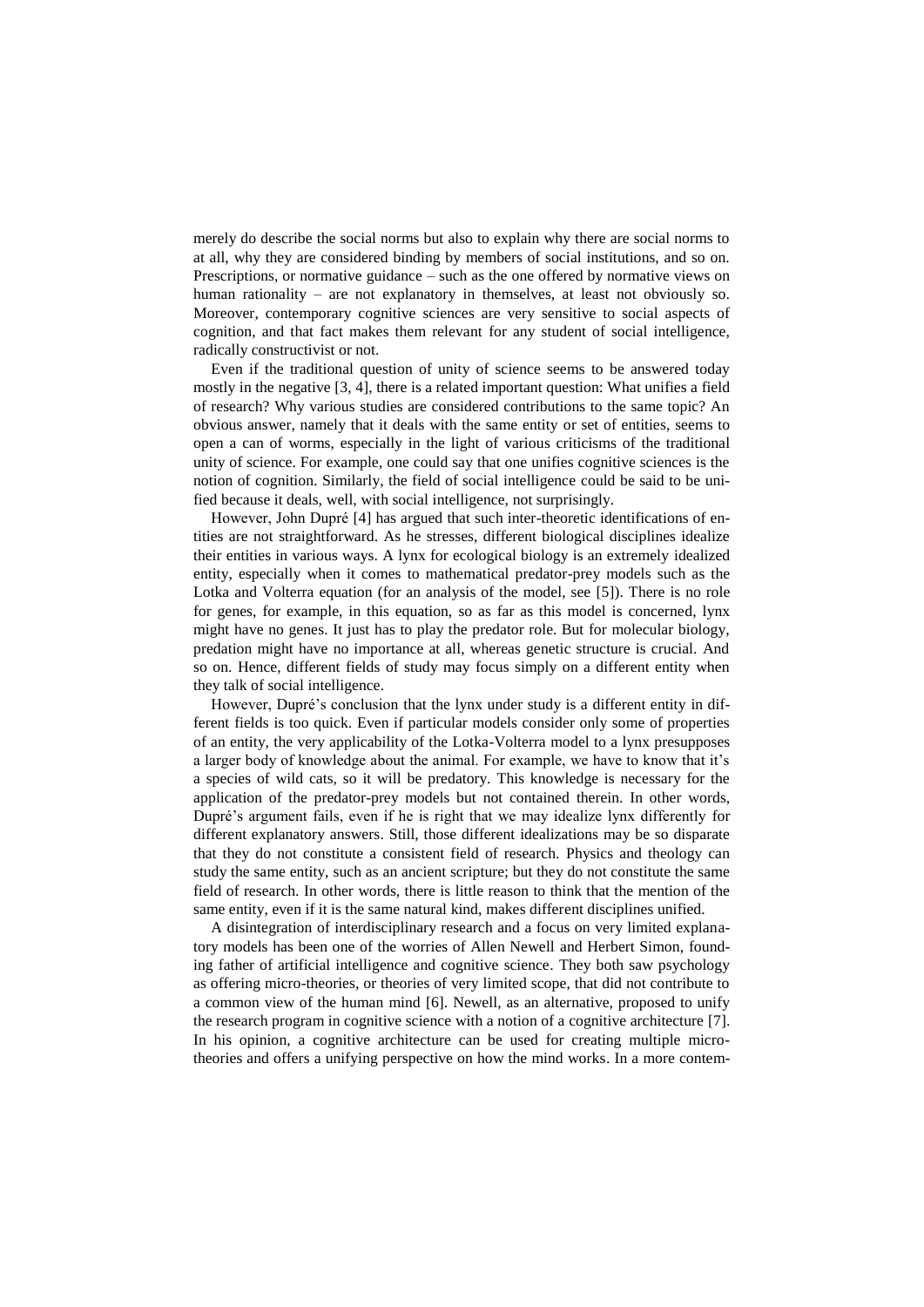merely do describe the social norms but also to explain why there are social norms to at all, why they are considered binding by members of social institutions, and so on. Prescriptions, or normative guidance – such as the one offered by normative views on human rationality – are not explanatory in themselves, at least not obviously so. Moreover, contemporary cognitive sciences are very sensitive to social aspects of cognition, and that fact makes them relevant for any student of social intelligence, radically constructivist or not.

Even if the traditional question of unity of science seems to be answered today mostly in the negative [3, 4], there is a related important question: What unifies a field of research? Why various studies are considered contributions to the same topic? An obvious answer, namely that it deals with the same entity or set of entities, seems to open a can of worms, especially in the light of various criticisms of the traditional unity of science. For example, one could say that one unifies cognitive sciences is the notion of cognition. Similarly, the field of social intelligence could be said to be unified because it deals, well, with social intelligence, not surprisingly.

However, John Dupré [4] has argued that such inter-theoretic identifications of entities are not straightforward. As he stresses, different biological disciplines idealize their entities in various ways. A lynx for ecological biology is an extremely idealized entity, especially when it comes to mathematical predator-prey models such as the Lotka and Volterra equation (for an analysis of the model, see [5]). There is no role for genes, for example, in this equation, so as far as this model is concerned, lynx might have no genes. It just has to play the predator role. But for molecular biology, predation might have no importance at all, whereas genetic structure is crucial. And so on. Hence, different fields of study may focus simply on a different entity when they talk of social intelligence.

However, Dupré's conclusion that the lynx under study is a different entity in different fields is too quick. Even if particular models consider only some of properties of an entity, the very applicability of the Lotka-Volterra model to a lynx presupposes a larger body of knowledge about the animal. For example, we have to know that it's a species of wild cats, so it will be predatory. This knowledge is necessary for the application of the predator-prey models but not contained therein. In other words, Dupré's argument fails, even if he is right that we may idealize lynx differently for different explanatory answers. Still, those different idealizations may be so disparate that they do not constitute a consistent field of research. Physics and theology can study the same entity, such as an ancient scripture; but they do not constitute the same field of research. In other words, there is little reason to think that the mention of the same entity, even if it is the same natural kind, makes different disciplines unified.

A disintegration of interdisciplinary research and a focus on very limited explanatory models has been one of the worries of Allen Newell and Herbert Simon, founding father of artificial intelligence and cognitive science. They both saw psychology as offering micro-theories, or theories of very limited scope, that did not contribute to a common view of the human mind [6]. Newell, as an alternative, proposed to unify the research program in cognitive science with a notion of a cognitive architecture [7]. In his opinion, a cognitive architecture can be used for creating multiple micro-theories and offers a unifying perspective on how the mind works. In a more contem-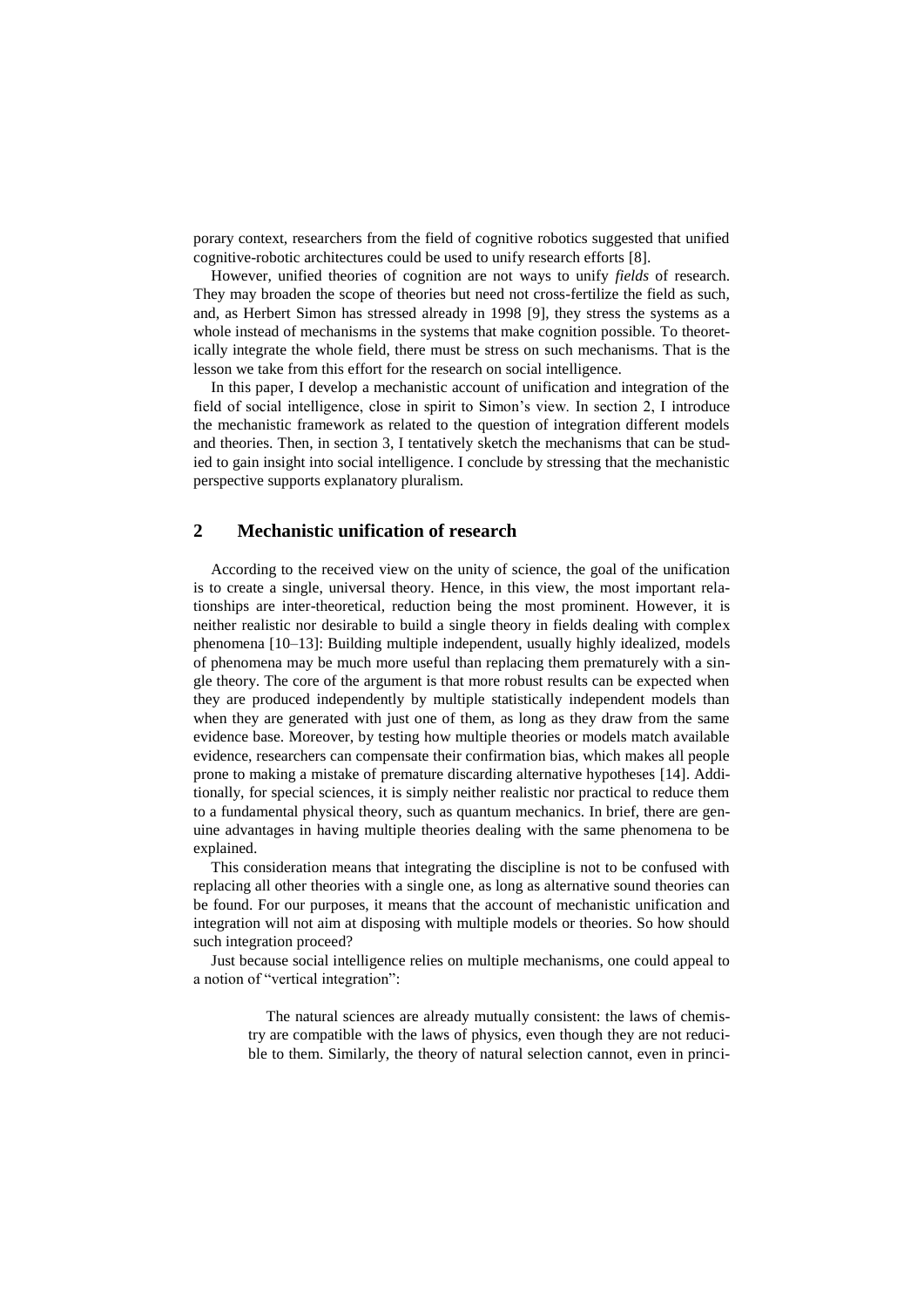porary context, researchers from the field of cognitive robotics suggested that unified cognitive-robotic architectures could be used to unify research efforts [8].

However, unified theories of cognition are not ways to unify *fields* of research. They may broaden the scope of theories but need not cross-fertilize the field as such, and, as Herbert Simon has stressed already in 1998 [9], they stress the systems as a whole instead of mechanisms in the systems that make cognition possible. To theoretically integrate the whole field, there must be stress on such mechanisms. That is the lesson we take from this effort for the research on social intelligence.

In this paper, I develop a mechanistic account of unification and integration of the field of social intelligence, close in spirit to Simon's view. In section 2, I introduce the mechanistic framework as related to the question of integration different models and theories. Then, in section 3, I tentatively sketch the mechanisms that can be studied to gain insight into social intelligence. I conclude by stressing that the mechanistic perspective supports explanatory pluralism.

## 2 Mechanistic unification of research

According to the received view on the unity of science, the goal of the unification is to create a single, universal theory. Hence, in this view, the most important relationships are inter-theoretical, reduction being the most prominent. However, it is neither realistic nor desirable to build a single theory in fields dealing with complex phenomena [10–13]: Building multiple independent, usually highly idealized, models of phenomena may be much more useful than replacing them prematurely with a single theory. The core of the argument is that more robust results can be expected when they are produced independently by multiple statistically independent models than when they are generated with just one of them, as long as they draw from the same evidence base. Moreover, by testing how multiple theories or models match available evidence, researchers can compensate their confirmation bias, which makes all people prone to making a mistake of premature discarding alternative hypotheses [14]. Additionally, for special sciences, it is simply neither realistic nor practical to reduce them to a fundamental physical theory, such as quantum mechanics. In brief, there are genuine advantages in having multiple theories dealing with the same phenomena to be explained.

This consideration means that integrating the discipline is not to be confused with replacing all other theories with a single one, as long as alternative sound theories can be found. For our purposes, it means that the account of mechanistic unification and integration will not aim at disposing with multiple models or theories. So how should such integration proceed?

Just because social intelligence relies on multiple mechanisms, one could appeal to a notion of "vertical integration":

> The natural sciences are already mutually consistent: the laws of chemistry are compatible with the laws of physics, even though they are not reducible to them. Similarly, the theory of natural selection cannot, even in princi-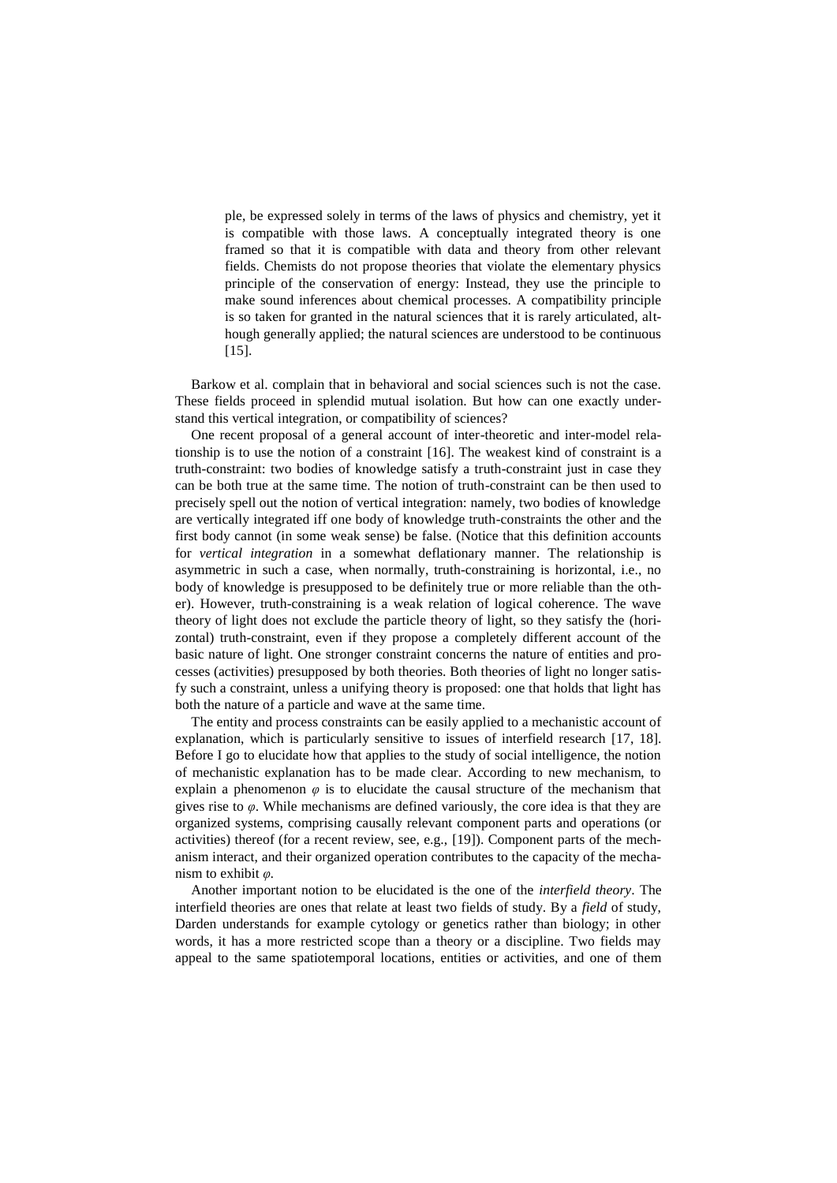> ple, be expressed solely in terms of the laws of physics and chemistry, yet it is compatible with those laws. A conceptually integrated theory is one framed so that it is compatible with data and theory from other relevant fields. Chemists do not propose theories that violate the elementary physics principle of the conservation of energy: Instead, they use the principle to make sound inferences about chemical processes. A compatibility principle is so taken for granted in the natural sciences that it is rarely articulated, although generally applied; the natural sciences are understood to be continuous [15].

Barkow et al. complain that in behavioral and social sciences such is not the case. These fields proceed in splendid mutual isolation. But how can one exactly understand this vertical integration, or compatibility of sciences?

One recent proposal of a general account of inter-theoretic and inter-model relationship is to use the notion of a constraint [16]. The weakest kind of constraint is a truth-constraint: two bodies of knowledge satisfy a truth-constraint just in case they can be both true at the same time. The notion of truth-constraint can be then used to precisely spell out the notion of vertical integration: namely, two bodies of knowledge are vertically integrated iff one body of knowledge truth-constraints the other and the first body cannot (in some weak sense) be false. (Notice that this definition accounts for *vertical integration* in a somewhat deflationary manner. The relationship is asymmetric in such a case, when normally, truth-constraining is horizontal, i.e., no body of knowledge is presupposed to be definitely true or more reliable than the other). However, truth-constraining is a weak relation of logical coherence. The wave theory of light does not exclude the particle theory of light, so they satisfy the (horizontal) truth-constraint, even if they propose a completely different account of the basic nature of light. One stronger constraint concerns the nature of entities and processes (activities) presupposed by both theories. Both theories of light no longer satisfy such a constraint, unless a unifying theory is proposed: one that holds that light has both the nature of a particle and wave at the same time.

The entity and process constraints can be easily applied to a mechanistic account of explanation, which is particularly sensitive to issues of interfield research [17, 18]. Before I go to elucidate how that applies to the study of social intelligence, the notion of mechanistic explanation has to be made clear. According to new mechanism, to explain a phenomenon $\varphi$ is to elucidate the causal structure of the mechanism that gives rise to $\varphi$. While mechanisms are defined variously, the core idea is that they are organized systems, comprising causally relevant component parts and operations (or activities) thereof (for a recent review, see, e.g., [19]). Component parts of the mechanism interact, and their organized operation contributes to the capacity of the mechanism to exhibit $\varphi$.

Another important notion to be elucidated is the one of the *interfield theory*. The interfield theories are ones that relate at least two fields of study. By a *field* of study, Darden understands for example cytology or genetics rather than biology; in other words, it has a more restricted scope than a theory or a discipline. Two fields may appeal to the same spatiotemporal locations, entities or activities, and one of them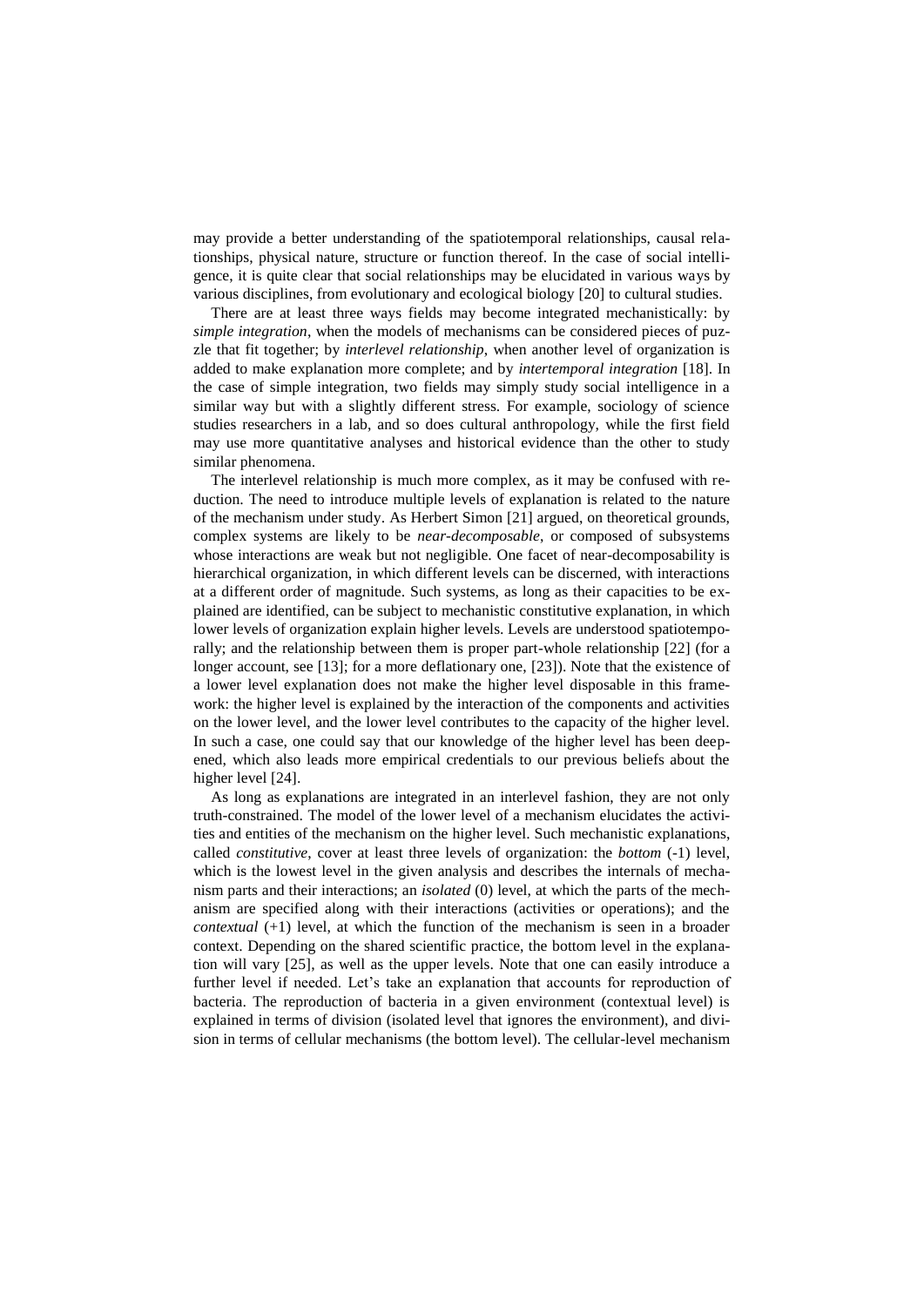may provide a better understanding of the spatiotemporal relationships, causal relationships, physical nature, structure or function thereof. In the case of social intelligence, it is quite clear that social relationships may be elucidated in various ways by various disciplines, from evolutionary and ecological biology [20] to cultural studies.

There are at least three ways fields may become integrated mechanistically: by *simple integration*, when the models of mechanisms can be considered pieces of puzzle that fit together; by *interlevel relationship*, when another level of organization is added to make explanation more complete; and by *intertemporal integration* [18]. In the case of simple integration, two fields may simply study social intelligence in a similar way but with a slightly different stress. For example, sociology of science studies researchers in a lab, and so does cultural anthropology, while the first field may use more quantitative analyses and historical evidence than the other to study similar phenomena.

The interlevel relationship is much more complex, as it may be confused with reduction. The need to introduce multiple levels of explanation is related to the nature of the mechanism under study. As Herbert Simon [21] argued, on theoretical grounds, complex systems are likely to be *near-decomposable*, or composed of subsystems whose interactions are weak but not negligible. One facet of near-decomposability is hierarchical organization, in which different levels can be discerned, with interactions at a different order of magnitude. Such systems, as long as their capacities to be explained are identified, can be subject to mechanistic constitutive explanation, in which lower levels of organization explain higher levels. Levels are understood spatiotemporally; and the relationship between them is proper part-whole relationship [22] (for a longer account, see [13]; for a more deflationary one, [23]). Note that the existence of a lower level explanation does not make the higher level disposable in this framework: the higher level is explained by the interaction of the components and activities on the lower level, and the lower level contributes to the capacity of the higher level. In such a case, one could say that our knowledge of the higher level has been deepened, which also leads more empirical credentials to our previous beliefs about the higher level [24].

As long as explanations are integrated in an interlevel fashion, they are not only truth-constrained. The model of the lower level of a mechanism elucidates the activities and entities of the mechanism on the higher level. Such mechanistic explanations, called *constitutive*, cover at least three levels of organization: the *bottom* (-1) level, which is the lowest level in the given analysis and describes the internals of mechanism parts and their interactions; an *isolated* (0) level, at which the parts of the mechanism are specified along with their interactions (activities or operations); and the *contextual* (+1) level, at which the function of the mechanism is seen in a broader context. Depending on the shared scientific practice, the bottom level in the explanation will vary [25], as well as the upper levels. Note that one can easily introduce a further level if needed. Let's take an explanation that accounts for reproduction of bacteria. The reproduction of bacteria in a given environment (contextual level) is explained in terms of division (isolated level that ignores the environment), and division in terms of cellular mechanisms (the bottom level). The cellular-level mechanism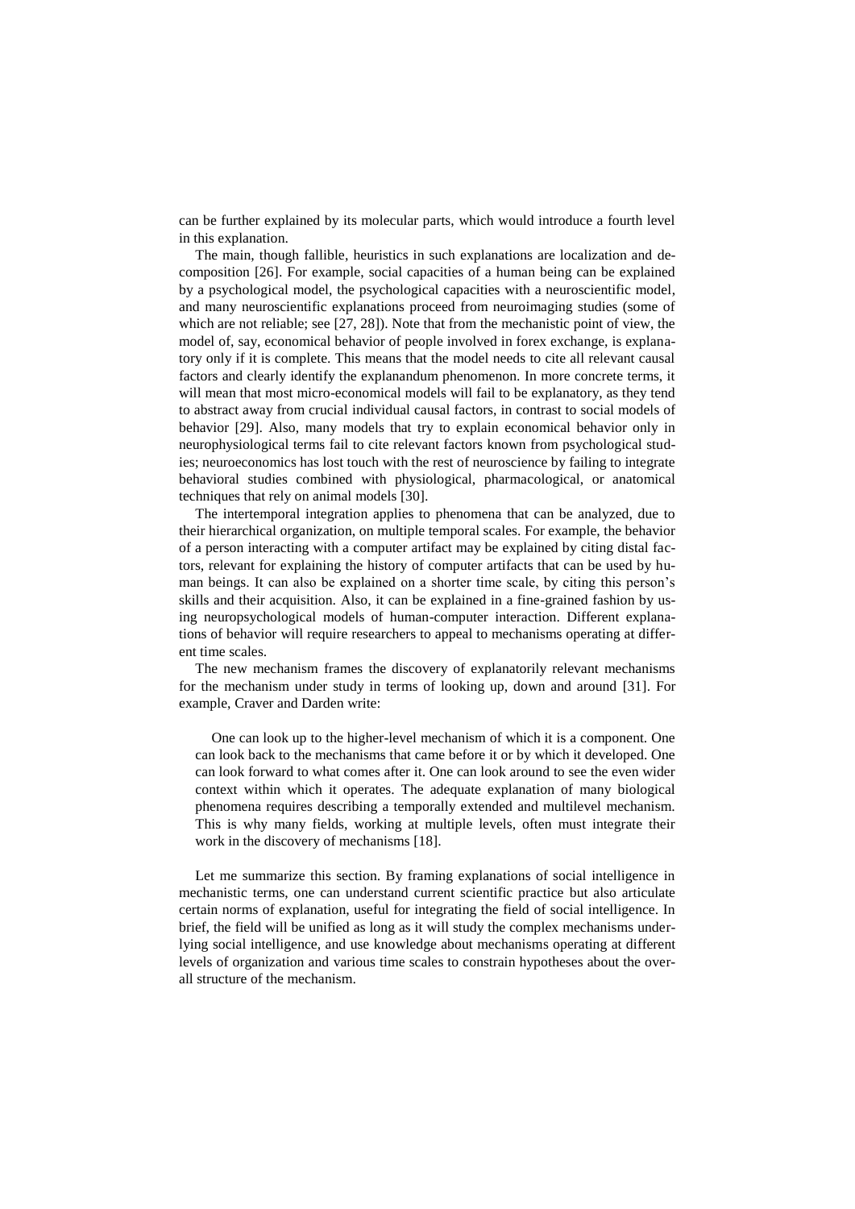can be further explained by its molecular parts, which would introduce a fourth level in this explanation.

The main, though fallible, heuristics in such explanations are localization and decomposition [26]. For example, social capacities of a human being can be explained by a psychological model, the psychological capacities with a neuroscientific model, and many neuroscientific explanations proceed from neuroimaging studies (some of which are not reliable; see [27, 28]). Note that from the mechanistic point of view, the model of, say, economical behavior of people involved in forex exchange, is explanatory only if it is complete. This means that the model needs to cite all relevant causal factors and clearly identify the explanandum phenomenon. In more concrete terms, it will mean that most micro-economical models will fail to be explanatory, as they tend to abstract away from crucial individual causal factors, in contrast to social models of behavior [29]. Also, many models that try to explain economical behavior only in neurophysiological terms fail to cite relevant factors known from psychological studies; neuroeconomics has lost touch with the rest of neuroscience by failing to integrate behavioral studies combined with physiological, pharmacological, or anatomical techniques that rely on animal models [30].

The intertemporal integration applies to phenomena that can be analyzed, due to their hierarchical organization, on multiple temporal scales. For example, the behavior of a person interacting with a computer artifact may be explained by citing distal factors, relevant for explaining the history of computer artifacts that can be used by human beings. It can also be explained on a shorter time scale, by citing this person's skills and their acquisition. Also, it can be explained in a fine-grained fashion by using neuropsychological models of human-computer interaction. Different explanations of behavior will require researchers to appeal to mechanisms operating at different time scales.

The new mechanism frames the discovery of explanatorily relevant mechanisms for the mechanism under study in terms of looking up, down and around [31]. For example, Craver and Darden write:

> One can look up to the higher-level mechanism of which it is a component. One can look back to the mechanisms that came before it or by which it developed. One can look forward to what comes after it. One can look around to see the even wider context within which it operates. The adequate explanation of many biological phenomena requires describing a temporally extended and multilevel mechanism. This is why many fields, working at multiple levels, often must integrate their work in the discovery of mechanisms [18].

Let me summarize this section. By framing explanations of social intelligence in mechanistic terms, one can understand current scientific practice but also articulate certain norms of explanation, useful for integrating the field of social intelligence. In brief, the field will be unified as long as it will study the complex mechanisms underlying social intelligence, and use knowledge about mechanisms operating at different levels of organization and various time scales to constrain hypotheses about the overall structure of the mechanism.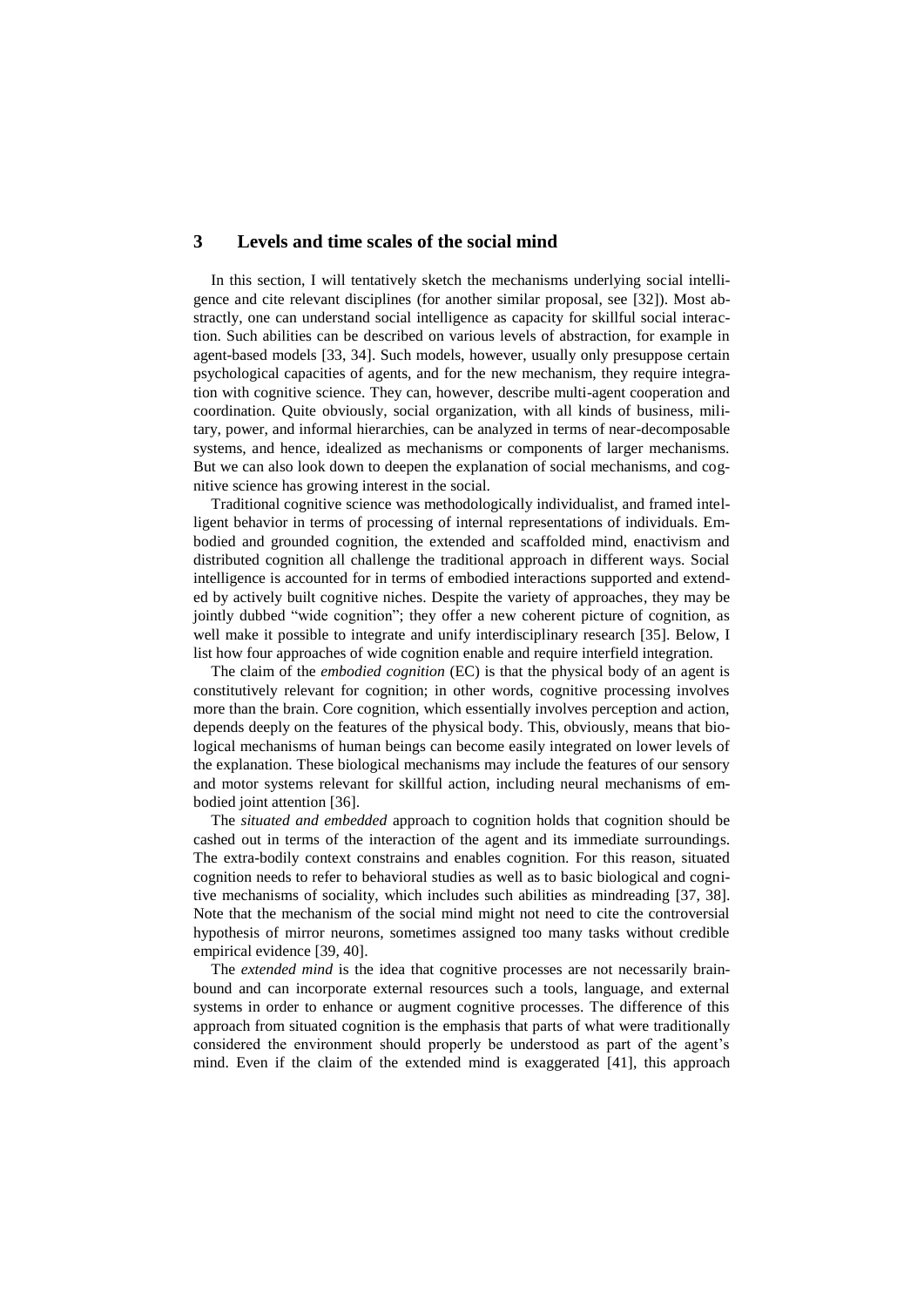## 3 Levels and time scales of the social mind

In this section, I will tentatively sketch the mechanisms underlying social intelligence and cite relevant disciplines (for another similar proposal, see [32]). Most abstractly, one can understand social intelligence as capacity for skillful social interaction. Such abilities can be described on various levels of abstraction, for example in agent-based models [33, 34]. Such models, however, usually only presuppose certain psychological capacities of agents, and for the new mechanism, they require integration with cognitive science. They can, however, describe multi-agent cooperation and coordination. Quite obviously, social organization, with all kinds of business, military, power, and informal hierarchies, can be analyzed in terms of near-decomposable systems, and hence, idealized as mechanisms or components of larger mechanisms. But we can also look down to deepen the explanation of social mechanisms, and cognitive science has growing interest in the social.

Traditional cognitive science was methodologically individualist, and framed intelligent behavior in terms of processing of internal representations of individuals. Embodied and grounded cognition, the extended and scaffolded mind, enactivism and distributed cognition all challenge the traditional approach in different ways. Social intelligence is accounted for in terms of embodied interactions supported and extended by actively built cognitive niches. Despite the variety of approaches, they may be jointly dubbed "wide cognition"; they offer a new coherent picture of cognition, as well make it possible to integrate and unify interdisciplinary research [35]. Below, I list how four approaches of wide cognition enable and require interfield integration.

The claim of the *embodied cognition* (EC) is that the physical body of an agent is constitutively relevant for cognition; in other words, cognitive processing involves more than the brain. Core cognition, which essentially involves perception and action, depends deeply on the features of the physical body. This, obviously, means that biological mechanisms of human beings can become easily integrated on lower levels of the explanation. These biological mechanisms may include the features of our sensory and motor systems relevant for skillful action, including neural mechanisms of embodied joint attention [36].

The *situated and embedded* approach to cognition holds that cognition should be cashed out in terms of the interaction of the agent and its immediate surroundings. The extra-bodily context constrains and enables cognition. For this reason, situated cognition needs to refer to behavioral studies as well as to basic biological and cognitive mechanisms of sociality, which includes such abilities as mindreading [37, 38]. Note that the mechanism of the social mind might not need to cite the controversial hypothesis of mirror neurons, sometimes assigned too many tasks without credible empirical evidence [39, 40].

The *extended mind* is the idea that cognitive processes are not necessarily brain-bound and can incorporate external resources such a tools, language, and external systems in order to enhance or augment cognitive processes. The difference of this approach from situated cognition is the emphasis that parts of what were traditionally considered the environment should properly be understood as part of the agent's mind. Even if the claim of the extended mind is exaggerated [41], this approach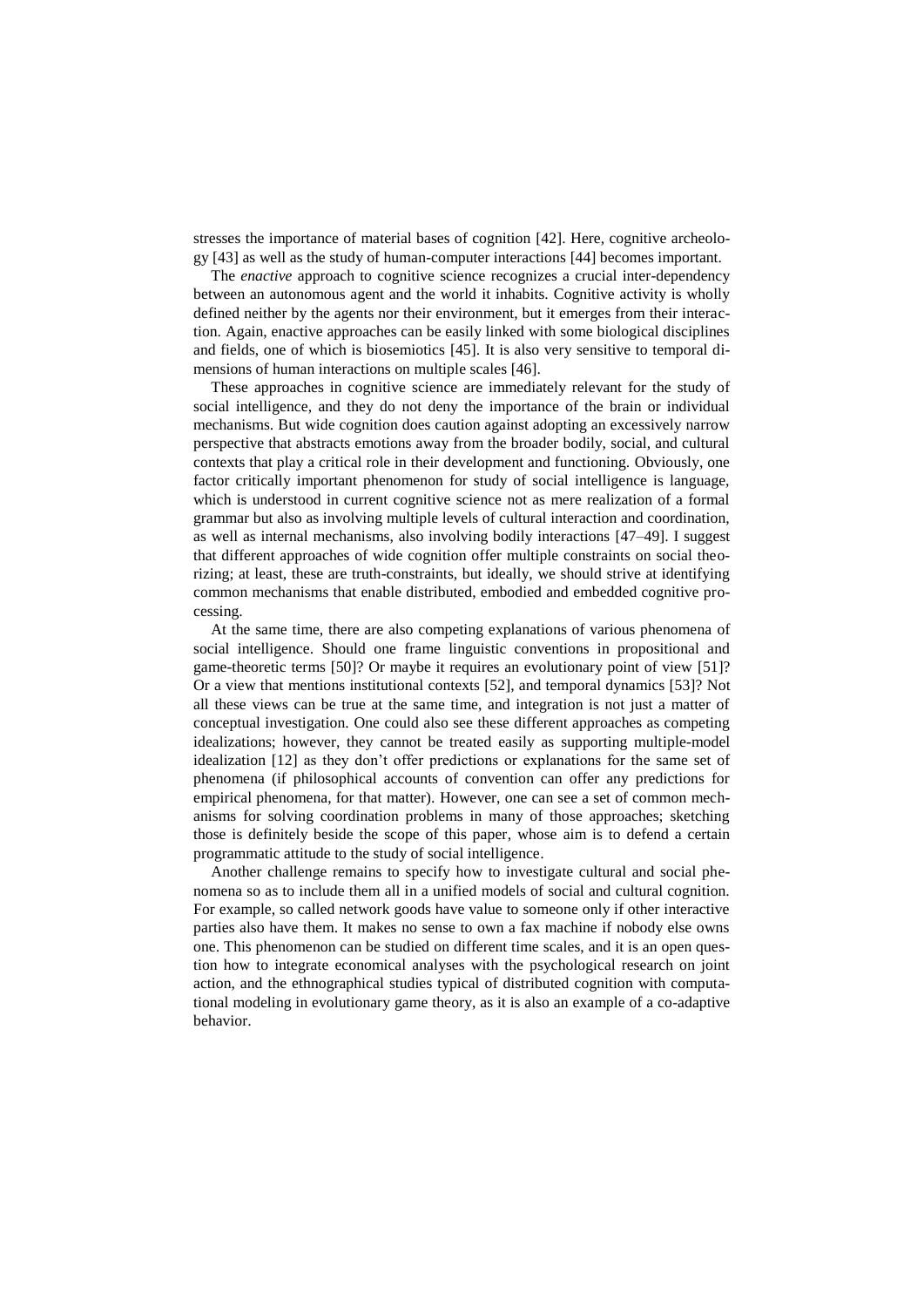stresses the importance of material bases of cognition [42]. Here, cognitive archeology [43] as well as the study of human-computer interactions [44] becomes important.

The *enactive* approach to cognitive science recognizes a crucial inter-dependency between an autonomous agent and the world it inhabits. Cognitive activity is wholly defined neither by the agents nor their environment, but it emerges from their interaction. Again, enactive approaches can be easily linked with some biological disciplines and fields, one of which is biosemiotics [45]. It is also very sensitive to temporal dimensions of human interactions on multiple scales [46].

These approaches in cognitive science are immediately relevant for the study of social intelligence, and they do not deny the importance of the brain or individual mechanisms. But wide cognition does caution against adopting an excessively narrow perspective that abstracts emotions away from the broader bodily, social, and cultural contexts that play a critical role in their development and functioning. Obviously, one factor critically important phenomenon for study of social intelligence is language, which is understood in current cognitive science not as mere realization of a formal grammar but also as involving multiple levels of cultural interaction and coordination, as well as internal mechanisms, also involving bodily interactions [47–49]. I suggest that different approaches of wide cognition offer multiple constraints on social theorizing; at least, these are truth-constraints, but ideally, we should strive at identifying common mechanisms that enable distributed, embodied and embedded cognitive processing.

At the same time, there are also competing explanations of various phenomena of social intelligence. Should one frame linguistic conventions in propositional and game-theoretic terms [50]? Or maybe it requires an evolutionary point of view [51]? Or a view that mentions institutional contexts [52], and temporal dynamics [53]? Not all these views can be true at the same time, and integration is not just a matter of conceptual investigation. One could also see these different approaches as competing idealizations; however, they cannot be treated easily as supporting multiple-model idealization [12] as they don't offer predictions or explanations for the same set of phenomena (if philosophical accounts of convention can offer any predictions for empirical phenomena, for that matter). However, one can see a set of common mechanisms for solving coordination problems in many of those approaches; sketching those is definitely beside the scope of this paper, whose aim is to defend a certain programmatic attitude to the study of social intelligence.

Another challenge remains to specify how to investigate cultural and social phenomena so as to include them all in a unified models of social and cultural cognition. For example, so called network goods have value to someone only if other interactive parties also have them. It makes no sense to own a fax machine if nobody else owns one. This phenomenon can be studied on different time scales, and it is an open question how to integrate economical analyses with the psychological research on joint action, and the ethnographical studies typical of distributed cognition with computational modeling in evolutionary game theory, as it is also an example of a co-adaptive behavior.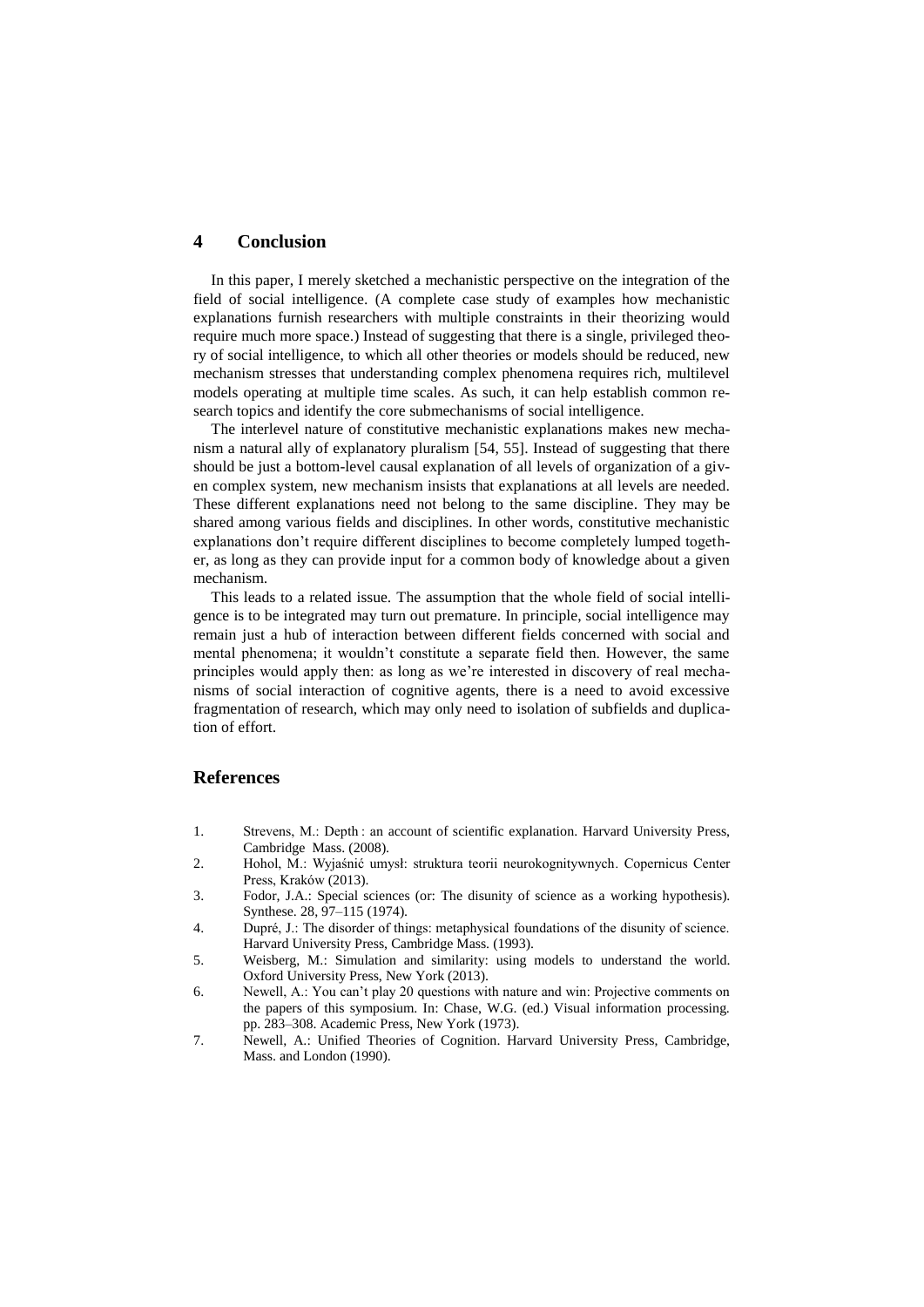## 4 Conclusion

In this paper, I merely sketched a mechanistic perspective on the integration of the field of social intelligence. (A complete case study of examples how mechanistic explanations furnish researchers with multiple constraints in their theorizing would require much more space.) Instead of suggesting that there is a single, privileged theory of social intelligence, to which all other theories or models should be reduced, new mechanism stresses that understanding complex phenomena requires rich, multilevel models operating at multiple time scales. As such, it can help establish common research topics and identify the core submechanisms of social intelligence.

The interlevel nature of constitutive mechanistic explanations makes new mechanism a natural ally of explanatory pluralism [54, 55]. Instead of suggesting that there should be just a bottom-level causal explanation of all levels of organization of a given complex system, new mechanism insists that explanations at all levels are needed. These different explanations need not belong to the same discipline. They may be shared among various fields and disciplines. In other words, constitutive mechanistic explanations don't require different disciplines to become completely lumped together, as long as they can provide input for a common body of knowledge about a given mechanism.

This leads to a related issue. The assumption that the whole field of social intelligence is to be integrated may turn out premature. In principle, social intelligence may remain just a hub of interaction between different fields concerned with social and mental phenomena; it wouldn't constitute a separate field then. However, the same principles would apply then: as long as we're interested in discovery of real mechanisms of social interaction of cognitive agents, there is a need to avoid excessive fragmentation of research, which may only need to isolation of subfields and duplication of effort.

## References

1. Strevens, M.: Depth : an account of scientific explanation. Harvard University Press, Cambridge Mass. (2008).
2. Hohol, M.: Wyjaśnić umysł: struktura teorii neurokognitywnych. Copernicus Center Press, Kraków (2013).
3. Fodor, J.A.: Special sciences (or: The disunity of science as a working hypothesis). Synthese. 28, 97–115 (1974).
4. Dupré, J.: The disorder of things: metaphysical foundations of the disunity of science. Harvard University Press, Cambridge Mass. (1993).
5. Weisberg, M.: Simulation and similarity: using models to understand the world. Oxford University Press, New York (2013).
6. Newell, A.: You can't play 20 questions with nature and win: Projective comments on the papers of this symposium. In: Chase, W.G. (ed.) Visual information processing. pp. 283–308. Academic Press, New York (1973).
7. Newell, A.: Unified Theories of Cognition. Harvard University Press, Cambridge, Mass. and London (1990).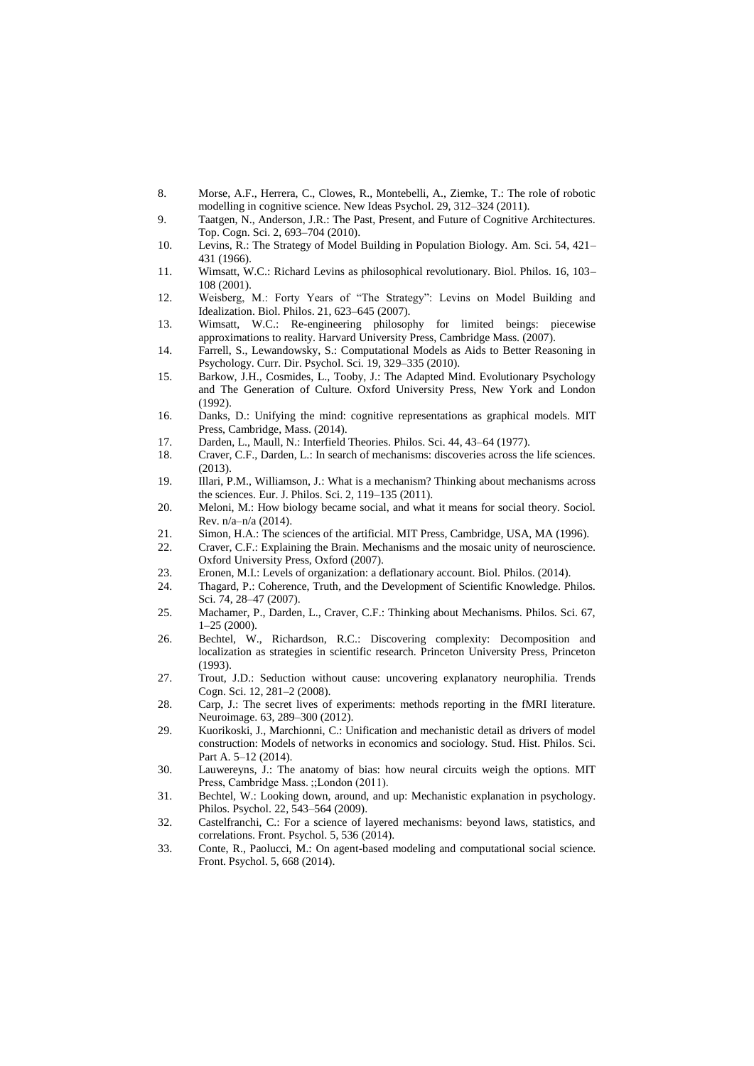8. Morse, A.F., Herrera, C., Clowes, R., Montebelli, A., Ziemke, T.: The role of robotic modelling in cognitive science. New Ideas Psychol. 29, 312–324 (2011).
9. Taatgen, N., Anderson, J.R.: The Past, Present, and Future of Cognitive Architectures. Top. Cogn. Sci. 2, 693–704 (2010).
10. Levins, R.: The Strategy of Model Building in Population Biology. Am. Sci. 54, 421–431 (1966).
11. Wimsatt, W.C.: Richard Levins as philosophical revolutionary. Biol. Philos. 16, 103–108 (2001).
12. Weisberg, M.: Forty Years of "The Strategy": Levins on Model Building and Idealization. Biol. Philos. 21, 623–645 (2007).
13. Wimsatt, W.C.: Re-engineering philosophy for limited beings: piecewise approximations to reality. Harvard University Press, Cambridge Mass. (2007).
14. Farrell, S., Lewandowsky, S.: Computational Models as Aids to Better Reasoning in Psychology. Curr. Dir. Psychol. Sci. 19, 329–335 (2010).
15. Barkow, J.H., Cosmides, L., Tooby, J.: The Adapted Mind. Evolutionary Psychology and The Generation of Culture. Oxford University Press, New York and London (1992).
16. Danks, D.: Unifying the mind: cognitive representations as graphical models. MIT Press, Cambridge, Mass. (2014).
17. Darden, L., Maull, N.: Interfield Theories. Philos. Sci. 44, 43–64 (1977).
18. Craver, C.F., Darden, L.: In search of mechanisms: discoveries across the life sciences. (2013).
19. Illari, P.M., Williamson, J.: What is a mechanism? Thinking about mechanisms across the sciences. Eur. J. Philos. Sci. 2, 119–135 (2011).
20. Meloni, M.: How biology became social, and what it means for social theory. Sociol. Rev. n/a–n/a (2014).
21. Simon, H.A.: The sciences of the artificial. MIT Press, Cambridge, USA, MA (1996).
22. Craver, C.F.: Explaining the Brain. Mechanisms and the mosaic unity of neuroscience. Oxford University Press, Oxford (2007).
23. Eronen, M.I.: Levels of organization: a deflationary account. Biol. Philos. (2014).
24. Thagard, P.: Coherence, Truth, and the Development of Scientific Knowledge. Philos. Sci. 74, 28–47 (2007).
25. Machamer, P., Darden, L., Craver, C.F.: Thinking about Mechanisms. Philos. Sci. 67, 1–25 (2000).
26. Bechtel, W., Richardson, R.C.: Discovering complexity: Decomposition and localization as strategies in scientific research. Princeton University Press, Princeton (1993).
27. Trout, J.D.: Seduction without cause: uncovering explanatory neurophilia. Trends Cogn. Sci. 12, 281–2 (2008).
28. Carp, J.: The secret lives of experiments: methods reporting in the fMRI literature. Neuroimage. 63, 289–300 (2012).
29. Kuorikoski, J., Marchionni, C.: Unification and mechanistic detail as drivers of model construction: Models of networks in economics and sociology. Stud. Hist. Philos. Sci. Part A. 5–12 (2014).
30. Lauwereyns, J.: The anatomy of bias: how neural circuits weigh the options. MIT Press, Cambridge Mass. ;;London (2011).
31. Bechtel, W.: Looking down, around, and up: Mechanistic explanation in psychology. Philos. Psychol. 22, 543–564 (2009).
32. Castelfranchi, C.: For a science of layered mechanisms: beyond laws, statistics, and correlations. Front. Psychol. 5, 536 (2014).
33. Conte, R., Paolucci, M.: On agent-based modeling and computational social science. Front. Psychol. 5, 668 (2014).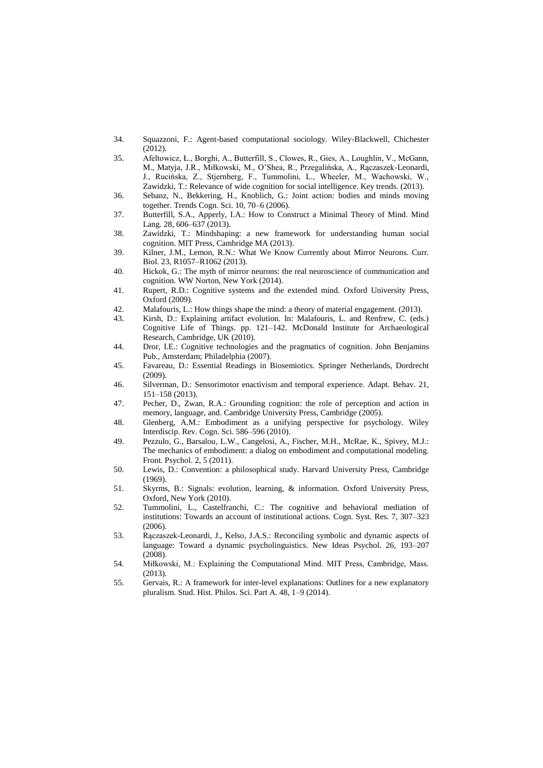34. Squazzoni, F.: Agent-based computational sociology. Wiley-Blackwell, Chichester (2012).
35. Afeltowicz, Ł., Borghi, A., Butterfill, S., Clowes, R., Gies, A., Loughlin, V., McGann, M., Matyja, J.R., Miłkowski, M., O'Shea, R., Przegalińska, A., Rączaszek-Leonardi, J., Rucińska, Z., Stjernberg, F., Tummolini, L., Wheeler, M., Wachowski, W., Zawidzki, T.: Relevance of wide cognition for social intelligence. Key trends. (2013).
36. Sebanz, N., Bekkering, H., Knoblich, G.: Joint action: bodies and minds moving together. Trends Cogn. Sci. 10, 70–6 (2006).
37. Butterfill, S.A., Apperly, I.A.: How to Construct a Minimal Theory of Mind. Mind Lang. 28, 606–637 (2013).
38. Zawidzki, T.: Mindshaping: a new framework for understanding human social cognition. MIT Press, Cambridge MA (2013).
39. Kilner, J.M., Lemon, R.N.: What We Know Currently about Mirror Neurons. Curr. Biol. 23, R1057–R1062 (2013).
40. Hickok, G.: The myth of mirror neurons: the real neuroscience of communication and cognition. WW Norton, New York (2014).
41. Rupert, R.D.: Cognitive systems and the extended mind. Oxford University Press, Oxford (2009).
42. Malafouris, L.: How things shape the mind: a theory of material engagement. (2013).
43. Kirsh, D.: Explaining artifact evolution. In: Malafouris, L. and Renfrew, C. (eds.) Cognitive Life of Things. pp. 121–142. McDonald Institute for Archaeological Research, Cambridge, UK (2010).
44. Dror, I.E.: Cognitive technologies and the pragmatics of cognition. John Benjamins Pub., Amsterdam; Philadelphia (2007).
45. Favareau, D.: Essential Readings in Biosemiotics. Springer Netherlands, Dordrecht (2009).
46. Silverman, D.: Sensorimotor enactivism and temporal experience. Adapt. Behav. 21, 151–158 (2013).
47. Pecher, D., Zwan, R.A.: Grounding cognition: the role of perception and action in memory, language, and. Cambridge University Press, Cambridge (2005).
48. Glenberg, A.M.: Embodiment as a unifying perspective for psychology. Wiley Interdiscip. Rev. Cogn. Sci. 586–596 (2010).
49. Pezzulo, G., Barsalou, L.W., Cangelosi, A., Fischer, M.H., McRae, K., Spivey, M.J.: The mechanics of embodiment: a dialog on embodiment and computational modeling. Front. Psychol. 2, 5 (2011).
50. Lewis, D.: Convention: a philosophical study. Harvard University Press, Cambridge (1969).
51. Skyrms, B.: Signals: evolution, learning, & information. Oxford University Press, Oxford, New York (2010).
52. Tummolini, L., Castelfranchi, C.: The cognitive and behavioral mediation of institutions: Towards an account of institutional actions. Cogn. Syst. Res. 7, 307–323 (2006).
53. Rączaszek-Leonardi, J., Kelso, J.A.S.: Reconciling symbolic and dynamic aspects of language: Toward a dynamic psycholinguistics. New Ideas Psychol. 26, 193–207 (2008).
54. Miłkowski, M.: Explaining the Computational Mind. MIT Press, Cambridge, Mass. (2013).
55. Gervais, R.: A framework for inter-level explanations: Outlines for a new explanatory pluralism. Stud. Hist. Philos. Sci. Part A. 48, 1–9 (2014).